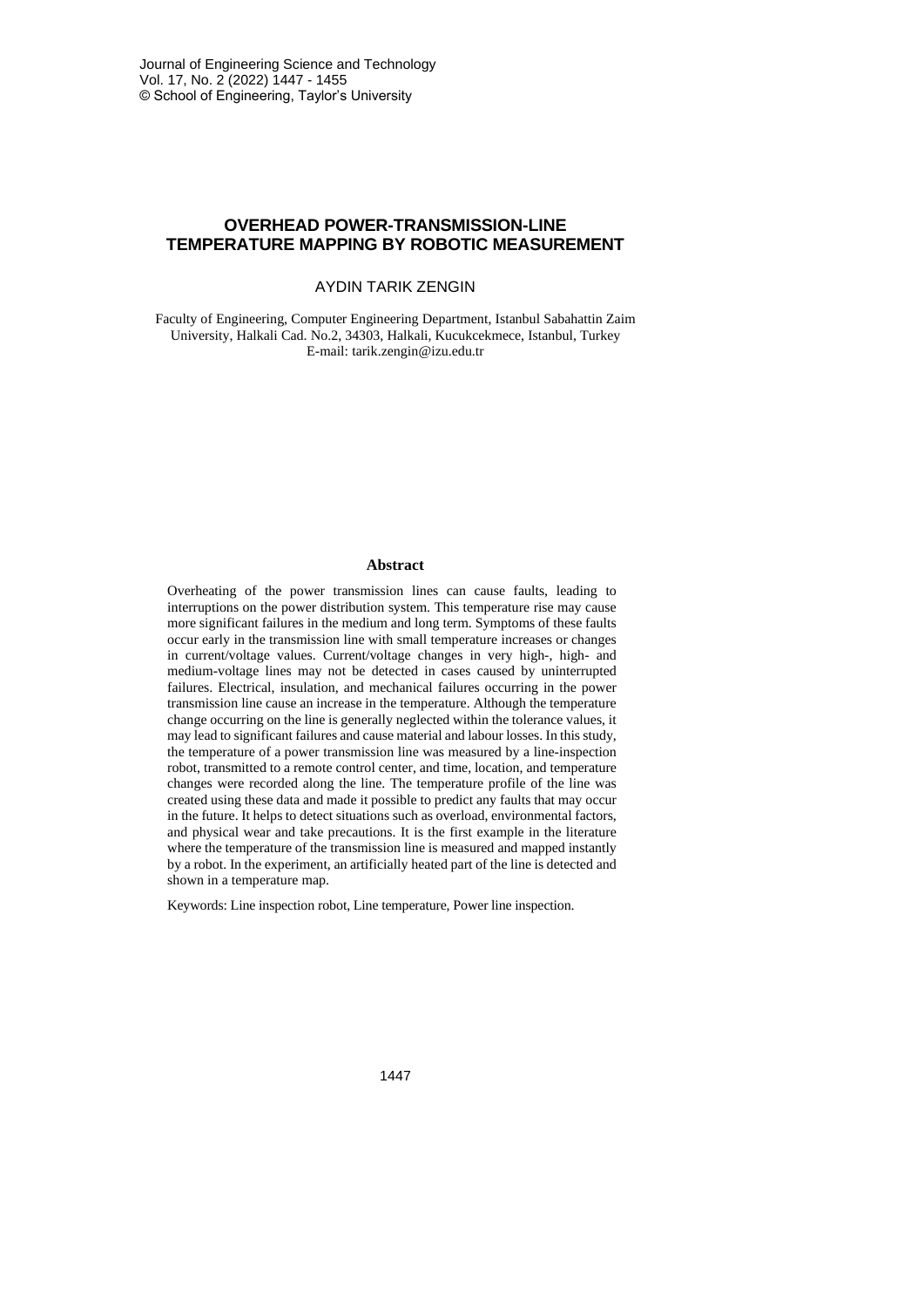# OVERHEAD POWER-TRANSMISSION-LINE TEMPERATURE MAPPING BY ROBOTIC MEASUREMENT

AYDIN TARIK ZENGIN

Faculty of Engineering, Computer Engineering Department, Istanbul Sabahattin Zaim University, Halkali Cad. No.2, 34303, Halkali, Kucukcekmece, Istanbul, Turkey
E-mail: tarik.zengin@izu.edu.tr

## Abstract

Overheating of the power transmission lines can cause faults, leading to interruptions on the power distribution system. This temperature rise may cause more significant failures in the medium and long term. Symptoms of these faults occur early in the transmission line with small temperature increases or changes in current/voltage values. Current/voltage changes in very high-, high- and medium-voltage lines may not be detected in cases caused by uninterrupted failures. Electrical, insulation, and mechanical failures occurring in the power transmission line cause an increase in the temperature. Although the temperature change occurring on the line is generally neglected within the tolerance values, it may lead to significant failures and cause material and labour losses. In this study, the temperature of a power transmission line was measured by a line-inspection robot, transmitted to a remote control center, and time, location, and temperature changes were recorded along the line. The temperature profile of the line was created using these data and made it possible to predict any faults that may occur in the future. It helps to detect situations such as overload, environmental factors, and physical wear and take precautions. It is the first example in the literature where the temperature of the transmission line is measured and mapped instantly by a robot. In the experiment, an artificially heated part of the line is detected and shown in a temperature map.

Keywords: Line inspection robot, Line temperature, Power line inspection.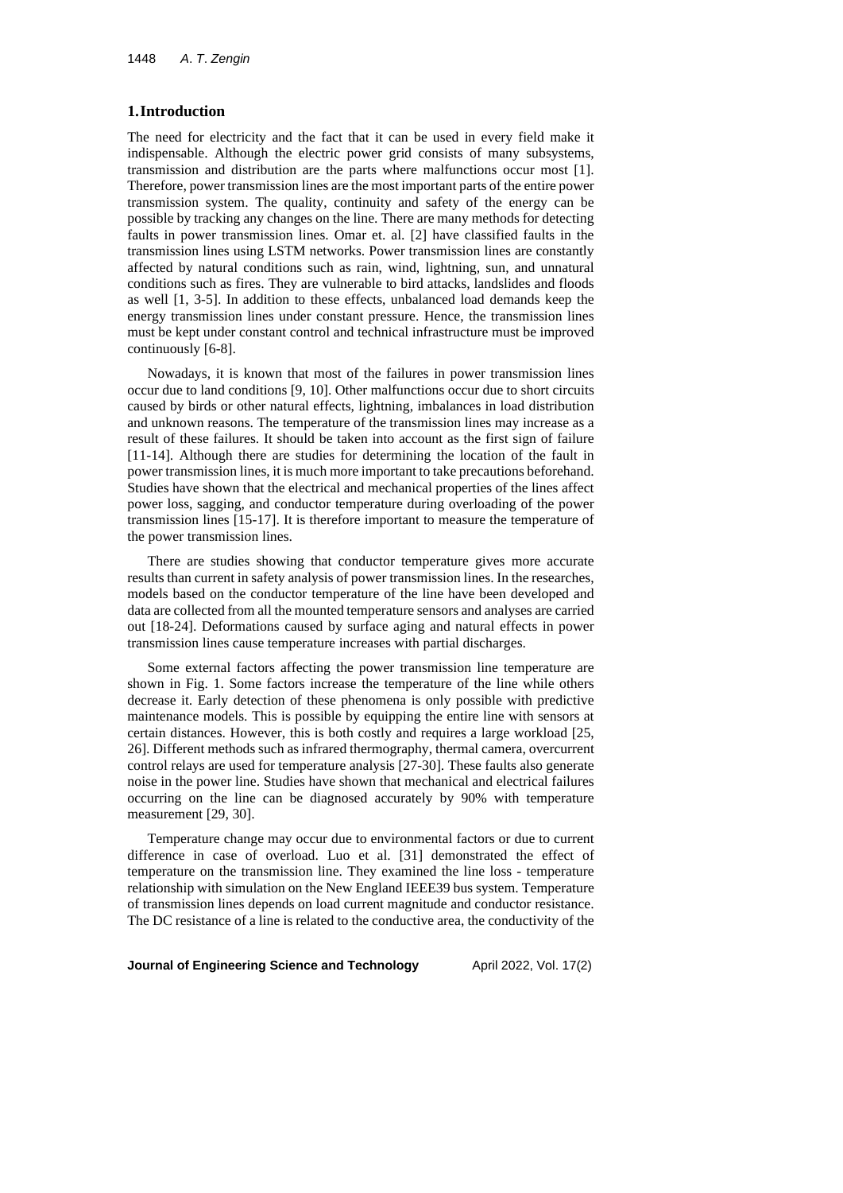## 1. Introduction

The need for electricity and the fact that it can be used in every field make it indispensable. Although the electric power grid consists of many subsystems, transmission and distribution are the parts where malfunctions occur most [1]. Therefore, power transmission lines are the most important parts of the entire power transmission system. The quality, continuity and safety of the energy can be possible by tracking any changes on the line. There are many methods for detecting faults in power transmission lines. Omar et. al. [2] have classified faults in the transmission lines using LSTM networks. Power transmission lines are constantly affected by natural conditions such as rain, wind, lightning, sun, and unnatural conditions such as fires. They are vulnerable to bird attacks, landslides and floods as well [1, 3-5]. In addition to these effects, unbalanced load demands keep the energy transmission lines under constant pressure. Hence, the transmission lines must be kept under constant control and technical infrastructure must be improved continuously [6-8].

Nowadays, it is known that most of the failures in power transmission lines occur due to land conditions [9, 10]. Other malfunctions occur due to short circuits caused by birds or other natural effects, lightning, imbalances in load distribution and unknown reasons. The temperature of the transmission lines may increase as a result of these failures. It should be taken into account as the first sign of failure [11-14]. Although there are studies for determining the location of the fault in power transmission lines, it is much more important to take precautions beforehand. Studies have shown that the electrical and mechanical properties of the lines affect power loss, sagging, and conductor temperature during overloading of the power transmission lines [15-17]. It is therefore important to measure the temperature of the power transmission lines.

There are studies showing that conductor temperature gives more accurate results than current in safety analysis of power transmission lines. In the researches, models based on the conductor temperature of the line have been developed and data are collected from all the mounted temperature sensors and analyses are carried out [18-24]. Deformations caused by surface aging and natural effects in power transmission lines cause temperature increases with partial discharges.

Some external factors affecting the power transmission line temperature are shown in Fig. 1. Some factors increase the temperature of the line while others decrease it. Early detection of these phenomena is only possible with predictive maintenance models. This is possible by equipping the entire line with sensors at certain distances. However, this is both costly and requires a large workload [25, 26]. Different methods such as infrared thermography, thermal camera, overcurrent control relays are used for temperature analysis [27-30]. These faults also generate noise in the power line. Studies have shown that mechanical and electrical failures occurring on the line can be diagnosed accurately by 90% with temperature measurement [29, 30].

Temperature change may occur due to environmental factors or due to current difference in case of overload. Luo et al. [31] demonstrated the effect of temperature on the transmission line. They examined the line loss - temperature relationship with simulation on the New England IEEE39 bus system. Temperature of transmission lines depends on load current magnitude and conductor resistance. The DC resistance of a line is related to the conductive area, the conductivity of the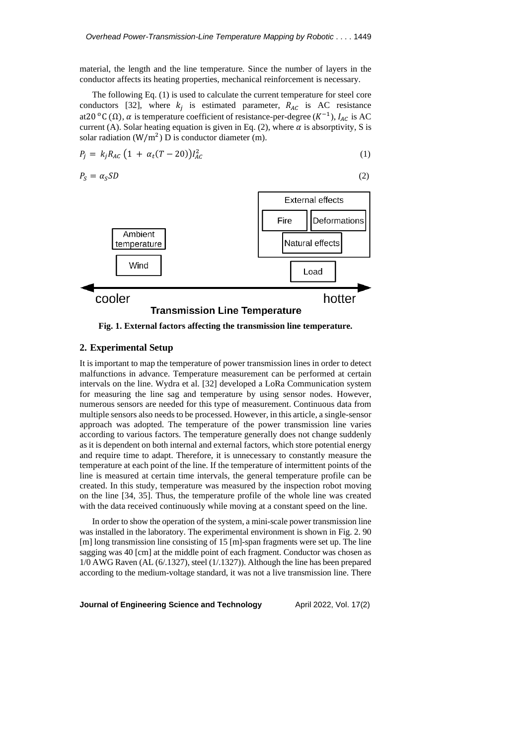material, the length and the line temperature. Since the number of layers in the conductor affects its heating properties, mechanical reinforcement is necessary.

The following Eq. (1) is used to calculate the current temperature for steel core conductors [32], where $k_j$ is estimated parameter, $R_{AC}$ is AC resistance at $20\,^{o}\mathrm{C}\,(\Omega)$, $\alpha$ is temperature coefficient of resistance-per-degree ($K^{-1}$), $I_{AC}$ is AC current (A). Solar heating equation is given in Eq. (2), where $\alpha$ is absorptivity, S is solar radiation ($\mathrm{W/m^2}$) D is conductor diameter (m).

$$P_j = k_j R_{AC}\left(1 + \alpha_t(T - 20)\right)I_{AC}^2 \tag{1}$$

$$P_S = \alpha_S SD \tag{2}$$

Fig. 1. External factors affecting the transmission line temperature.

## 2. Experimental Setup

It is important to map the temperature of power transmission lines in order to detect malfunctions in advance. Temperature measurement can be performed at certain intervals on the line. Wydra et al. [32] developed a LoRa Communication system for measuring the line sag and temperature by using sensor nodes. However, numerous sensors are needed for this type of measurement. Continuous data from multiple sensors also needs to be processed. However, in this article, a single-sensor approach was adopted. The temperature of the power transmission line varies according to various factors. The temperature generally does not change suddenly as it is dependent on both internal and external factors, which store potential energy and require time to adapt. Therefore, it is unnecessary to constantly measure the temperature at each point of the line. If the temperature of intermittent points of the line is measured at certain time intervals, the general temperature profile can be created. In this study, temperature was measured by the inspection robot moving on the line [34, 35]. Thus, the temperature profile of the whole line was created with the data received continuously while moving at a constant speed on the line.

In order to show the operation of the system, a mini-scale power transmission line was installed in the laboratory. The experimental environment is shown in Fig. 2. 90 [m] long transmission line consisting of 15 [m]-span fragments were set up. The line sagging was 40 [cm] at the middle point of each fragment. Conductor was chosen as 1/0 AWG Raven (AL (6/.1327), steel (1/.1327)). Although the line has been prepared according to the medium-voltage standard, it was not a live transmission line. There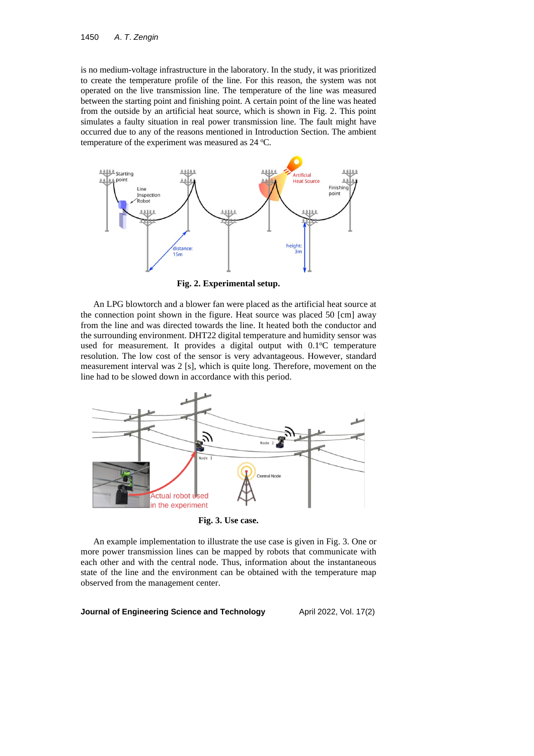is no medium-voltage infrastructure in the laboratory. In the study, it was prioritized to create the temperature profile of the line. For this reason, the system was not operated on the live transmission line. The temperature of the line was measured between the starting point and finishing point. A certain point of the line was heated from the outside by an artificial heat source, which is shown in Fig. 2. This point simulates a faulty situation in real power transmission line. The fault might have occurred due to any of the reasons mentioned in Introduction Section. The ambient temperature of the experiment was measured as 24 °C.

**Fig. 2. Experimental setup.**

An LPG blowtorch and a blower fan were placed as the artificial heat source at the connection point shown in the figure. Heat source was placed 50 [cm] away from the line and was directed towards the line. It heated both the conductor and the surrounding environment. DHT22 digital temperature and humidity sensor was used for measurement. It provides a digital output with 0.1°C temperature resolution. The low cost of the sensor is very advantageous. However, standard measurement interval was 2 [s], which is quite long. Therefore, movement on the line had to be slowed down in accordance with this period.

**Fig. 3. Use case.**

An example implementation to illustrate the use case is given in Fig. 3. One or more power transmission lines can be mapped by robots that communicate with each other and with the central node. Thus, information about the instantaneous state of the line and the environment can be obtained with the temperature map observed from the management center.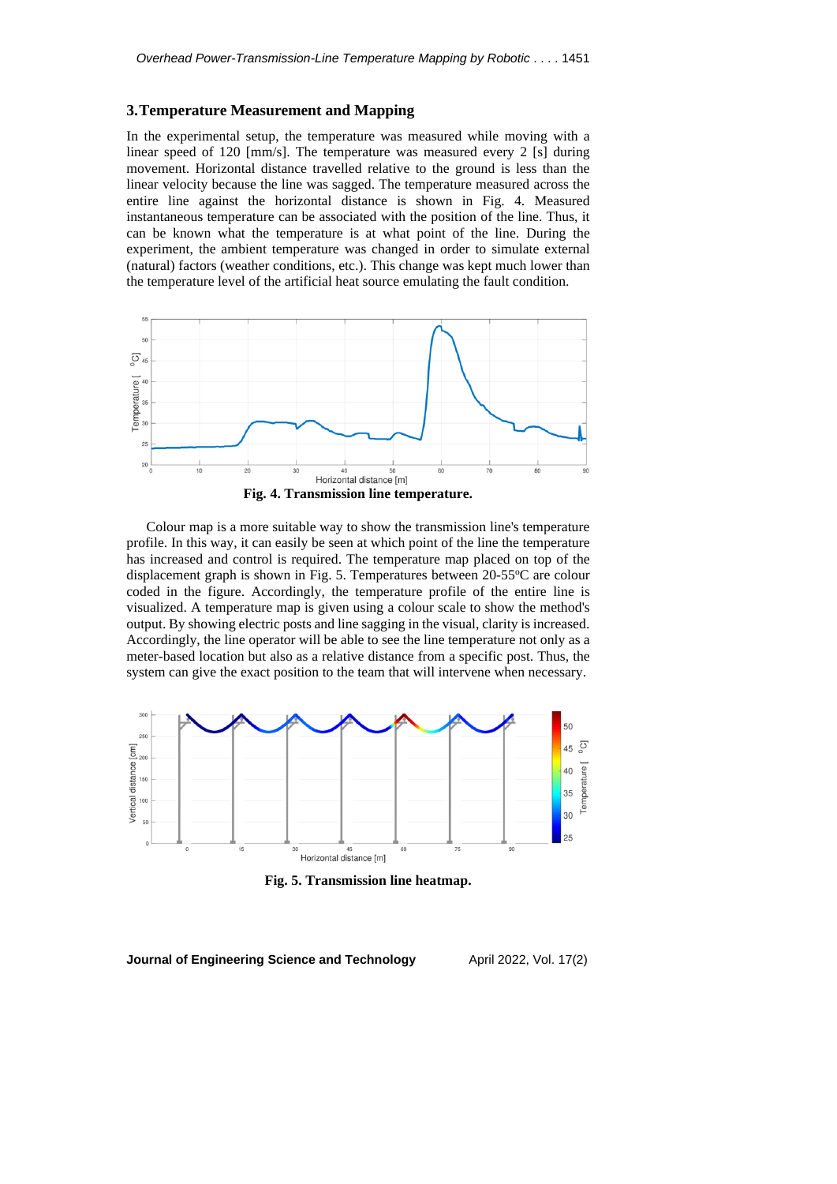## 3. Temperature Measurement and Mapping

In the experimental setup, the temperature was measured while moving with a linear speed of 120 [mm/s]. The temperature was measured every 2 [s] during movement. Horizontal distance travelled relative to the ground is less than the linear velocity because the line was sagged. The temperature measured across the entire line against the horizontal distance is shown in Fig. 4. Measured instantaneous temperature can be associated with the position of the line. Thus, it can be known what the temperature is at what point of the line. During the experiment, the ambient temperature was changed in order to simulate external (natural) factors (weather conditions, etc.). This change was kept much lower than the temperature level of the artificial heat source emulating the fault condition.

**Fig. 4. Transmission line temperature.**

Colour map is a more suitable way to show the transmission line's temperature profile. In this way, it can easily be seen at which point of the line the temperature has increased and control is required. The temperature map placed on top of the displacement graph is shown in Fig. 5. Temperatures between 20-55ºC are colour coded in the figure. Accordingly, the temperature profile of the entire line is visualized. A temperature map is given using a colour scale to show the method's output. By showing electric posts and line sagging in the visual, clarity is increased. Accordingly, the line operator will be able to see the line temperature not only as a meter-based location but also as a relative distance from a specific post. Thus, the system can give the exact position to the team that will intervene when necessary.

**Fig. 5. Transmission line heatmap.**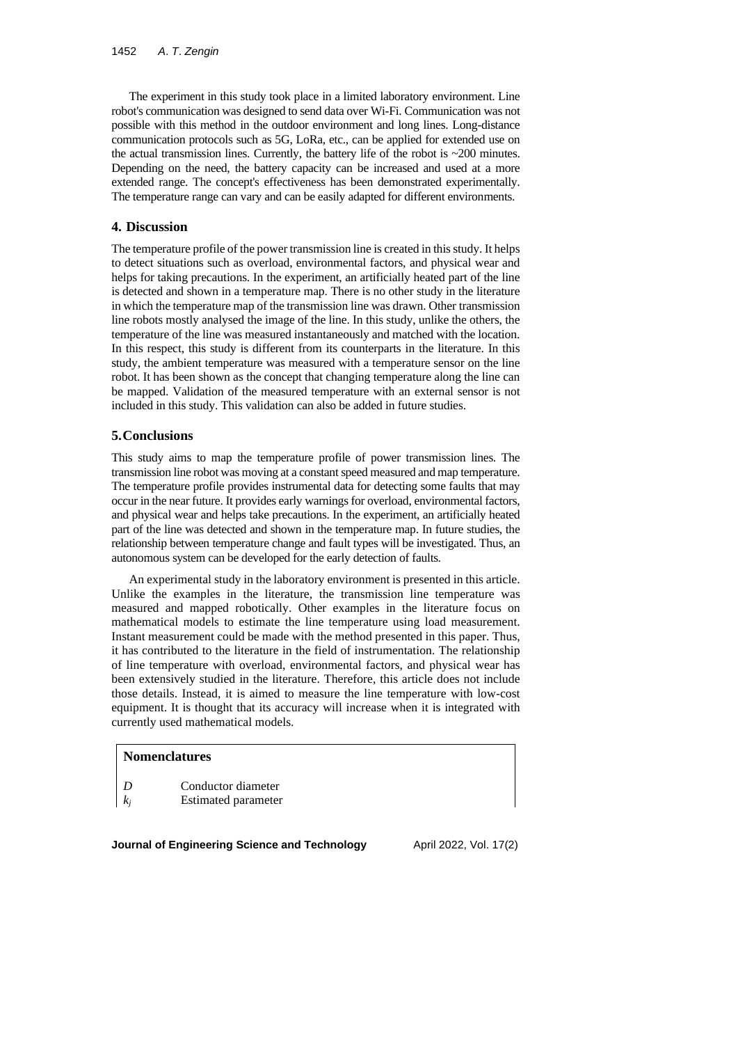The experiment in this study took place in a limited laboratory environment. Line robot's communication was designed to send data over Wi-Fi. Communication was not possible with this method in the outdoor environment and long lines. Long-distance communication protocols such as 5G, LoRa, etc., can be applied for extended use on the actual transmission lines. Currently, the battery life of the robot is ~200 minutes. Depending on the need, the battery capacity can be increased and used at a more extended range. The concept's effectiveness has been demonstrated experimentally. The temperature range can vary and can be easily adapted for different environments.

## 4. Discussion

The temperature profile of the power transmission line is created in this study. It helps to detect situations such as overload, environmental factors, and physical wear and helps for taking precautions. In the experiment, an artificially heated part of the line is detected and shown in a temperature map. There is no other study in the literature in which the temperature map of the transmission line was drawn. Other transmission line robots mostly analysed the image of the line. In this study, unlike the others, the temperature of the line was measured instantaneously and matched with the location. In this respect, this study is different from its counterparts in the literature. In this study, the ambient temperature was measured with a temperature sensor on the line robot. It has been shown as the concept that changing temperature along the line can be mapped. Validation of the measured temperature with an external sensor is not included in this study. This validation can also be added in future studies.

## 5. Conclusions

This study aims to map the temperature profile of power transmission lines. The transmission line robot was moving at a constant speed measured and map temperature. The temperature profile provides instrumental data for detecting some faults that may occur in the near future. It provides early warnings for overload, environmental factors, and physical wear and helps take precautions. In the experiment, an artificially heated part of the line was detected and shown in the temperature map. In future studies, the relationship between temperature change and fault types will be investigated. Thus, an autonomous system can be developed for the early detection of faults.

An experimental study in the laboratory environment is presented in this article. Unlike the examples in the literature, the transmission line temperature was measured and mapped robotically. Other examples in the literature focus on mathematical models to estimate the line temperature using load measurement. Instant measurement could be made with the method presented in this paper. Thus, it has contributed to the literature in the field of instrumentation. The relationship of line temperature with overload, environmental factors, and physical wear has been extensively studied in the literature. Therefore, this article does not include those details. Instead, it is aimed to measure the line temperature with low-cost equipment. It is thought that its accuracy will increase when it is integrated with currently used mathematical models.

**Nomenclatures**

| | |
|---|---|
| $D$ | Conductor diameter |
| $k_j$ | Estimated parameter |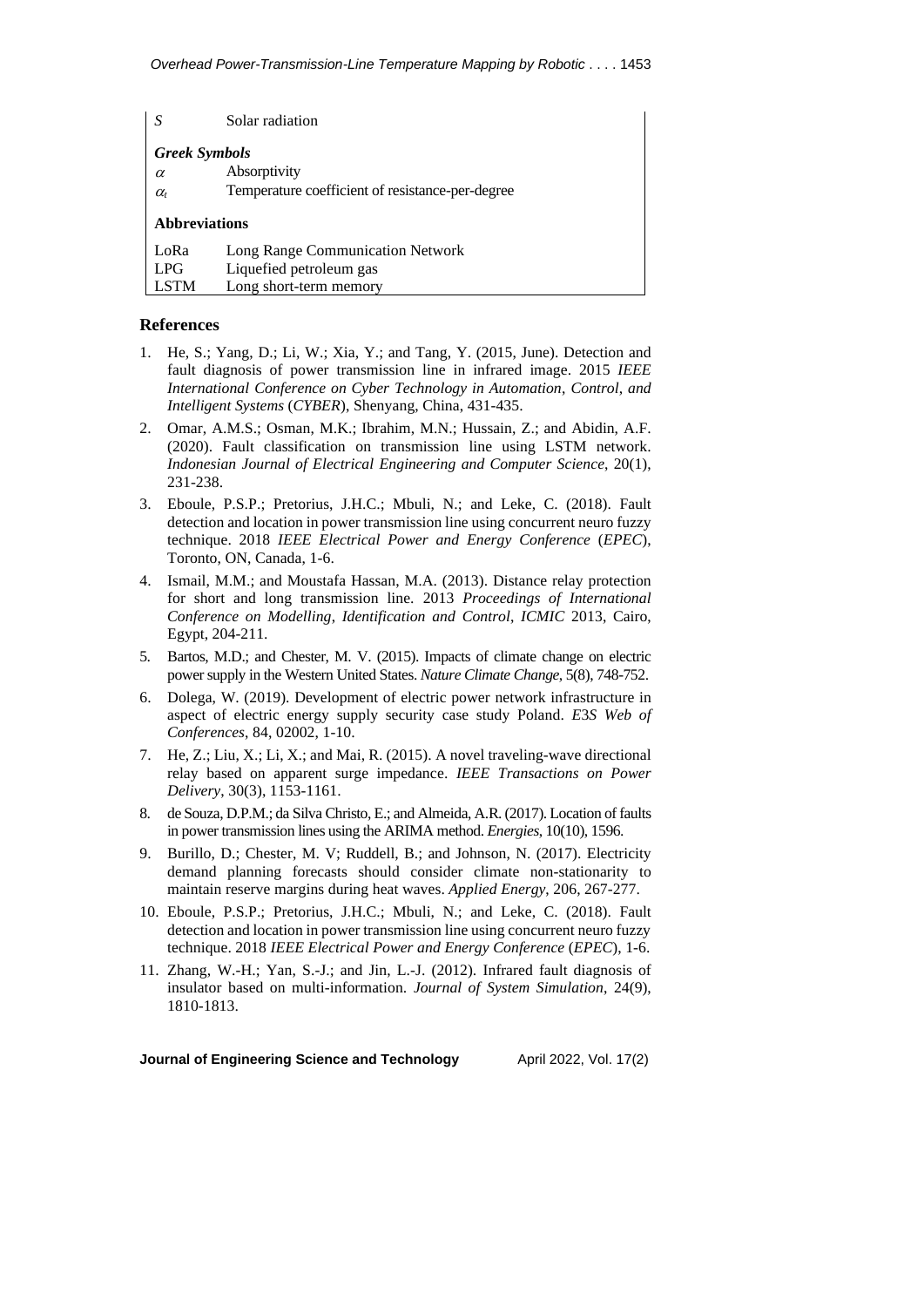| | |
|---|---|
| $S$ | Solar radiation |
| ***Greek Symbols*** | |
| $\alpha$ | Absorptivity |
| $\alpha_t$ | Temperature coefficient of resistance-per-degree |
| **Abbreviations** | |
| LoRa | Long Range Communication Network |
| LPG | Liquefied petroleum gas |
| LSTM | Long short-term memory |

## References

1. He, S.; Yang, D.; Li, W.; Xia, Y.; and Tang, Y. (2015, June). Detection and fault diagnosis of power transmission line in infrared image. 2015 *IEEE International Conference on Cyber Technology in Automation, Control, and Intelligent Systems* (*CYBER*), Shenyang, China, 431-435.
2. Omar, A.M.S.; Osman, M.K.; Ibrahim, M.N.; Hussain, Z.; and Abidin, A.F. (2020). Fault classification on transmission line using LSTM network. *Indonesian Journal of Electrical Engineering and Computer Science*, 20(1), 231-238.
3. Eboule, P.S.P.; Pretorius, J.H.C.; Mbuli, N.; and Leke, C. (2018). Fault detection and location in power transmission line using concurrent neuro fuzzy technique. 2018 *IEEE Electrical Power and Energy Conference* (*EPEC*), Toronto, ON, Canada, 1-6.
4. Ismail, M.M.; and Moustafa Hassan, M.A. (2013). Distance relay protection for short and long transmission line. 2013 *Proceedings of International Conference on Modelling, Identification and Control*, *ICMIC* 2013, Cairo, Egypt, 204-211.
5. Bartos, M.D.; and Chester, M. V. (2015). Impacts of climate change on electric power supply in the Western United States. *Nature Climate Change*, 5(8), 748-752.
6. Dolega, W. (2019). Development of electric power network infrastructure in aspect of electric energy supply security case study Poland. *E3S Web of Conferences*, 84, 02002, 1-10.
7. He, Z.; Liu, X.; Li, X.; and Mai, R. (2015). A novel traveling-wave directional relay based on apparent surge impedance. *IEEE Transactions on Power Delivery*, 30(3), 1153-1161.
8. de Souza, D.P.M.; da Silva Christo, E.; and Almeida, A.R. (2017). Location of faults in power transmission lines using the ARIMA method. *Energies*, 10(10), 1596.
9. Burillo, D.; Chester, M. V; Ruddell, B.; and Johnson, N. (2017). Electricity demand planning forecasts should consider climate non-stationarity to maintain reserve margins during heat waves. *Applied Energy*, 206, 267-277.
10. Eboule, P.S.P.; Pretorius, J.H.C.; Mbuli, N.; and Leke, C. (2018). Fault detection and location in power transmission line using concurrent neuro fuzzy technique. 2018 *IEEE Electrical Power and Energy Conference* (*EPEC*), 1-6.
11. Zhang, W.-H.; Yan, S.-J.; and Jin, L.-J. (2012). Infrared fault diagnosis of insulator based on multi-information. *Journal of System Simulation*, 24(9), 1810-1813.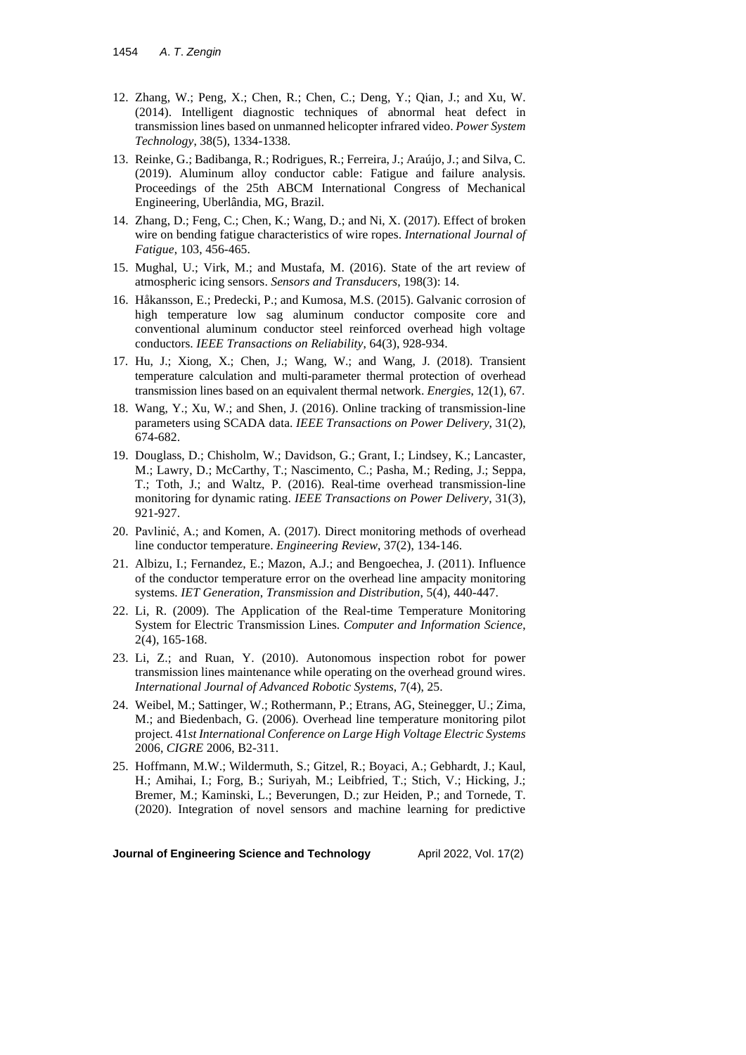12. Zhang, W.; Peng, X.; Chen, R.; Chen, C.; Deng, Y.; Qian, J.; and Xu, W. (2014). Intelligent diagnostic techniques of abnormal heat defect in transmission lines based on unmanned helicopter infrared video. *Power System Technology*, 38(5), 1334-1338.
13. Reinke, G.; Badibanga, R.; Rodrigues, R.; Ferreira, J.; Araújo, J.; and Silva, C. (2019). Aluminum alloy conductor cable: Fatigue and failure analysis. Proceedings of the 25th ABCM International Congress of Mechanical Engineering, Uberlândia, MG, Brazil.
14. Zhang, D.; Feng, C.; Chen, K.; Wang, D.; and Ni, X. (2017). Effect of broken wire on bending fatigue characteristics of wire ropes. *International Journal of Fatigue*, 103, 456-465.
15. Mughal, U.; Virk, M.; and Mustafa, M. (2016). State of the art review of atmospheric icing sensors. *Sensors and Transducers*, 198(3): 14.
16. Håkansson, E.; Predecki, P.; and Kumosa, M.S. (2015). Galvanic corrosion of high temperature low sag aluminum conductor composite core and conventional aluminum conductor steel reinforced overhead high voltage conductors. *IEEE Transactions on Reliability*, 64(3), 928-934.
17. Hu, J.; Xiong, X.; Chen, J.; Wang, W.; and Wang, J. (2018). Transient temperature calculation and multi-parameter thermal protection of overhead transmission lines based on an equivalent thermal network. *Energies*, 12(1), 67.
18. Wang, Y.; Xu, W.; and Shen, J. (2016). Online tracking of transmission-line parameters using SCADA data. *IEEE Transactions on Power Delivery*, 31(2), 674-682.
19. Douglass, D.; Chisholm, W.; Davidson, G.; Grant, I.; Lindsey, K.; Lancaster, M.; Lawry, D.; McCarthy, T.; Nascimento, C.; Pasha, M.; Reding, J.; Seppa, T.; Toth, J.; and Waltz, P. (2016). Real-time overhead transmission-line monitoring for dynamic rating. *IEEE Transactions on Power Delivery*, 31(3), 921-927.
20. Pavlinić, A.; and Komen, A. (2017). Direct monitoring methods of overhead line conductor temperature. *Engineering Review*, 37(2), 134-146.
21. Albizu, I.; Fernandez, E.; Mazon, A.J.; and Bengoechea, J. (2011). Influence of the conductor temperature error on the overhead line ampacity monitoring systems. *IET Generation, Transmission and Distribution*, 5(4), 440-447.
22. Li, R. (2009). The Application of the Real-time Temperature Monitoring System for Electric Transmission Lines. *Computer and Information Science*, 2(4), 165-168.
23. Li, Z.; and Ruan, Y. (2010). Autonomous inspection robot for power transmission lines maintenance while operating on the overhead ground wires. *International Journal of Advanced Robotic Systems*, 7(4), 25.
24. Weibel, M.; Sattinger, W.; Rothermann, P.; Etrans, AG, Steinegger, U.; Zima, M.; and Biedenbach, G. (2006). Overhead line temperature monitoring pilot project. 41*st International Conference on Large High Voltage Electric Systems* 2006, *CIGRE* 2006, B2-311.
25. Hoffmann, M.W.; Wildermuth, S.; Gitzel, R.; Boyaci, A.; Gebhardt, J.; Kaul, H.; Amihai, I.; Forg, B.; Suriyah, M.; Leibfried, T.; Stich, V.; Hicking, J.; Bremer, M.; Kaminski, L.; Beverungen, D.; zur Heiden, P.; and Tornede, T. (2020). Integration of novel sensors and machine learning for predictive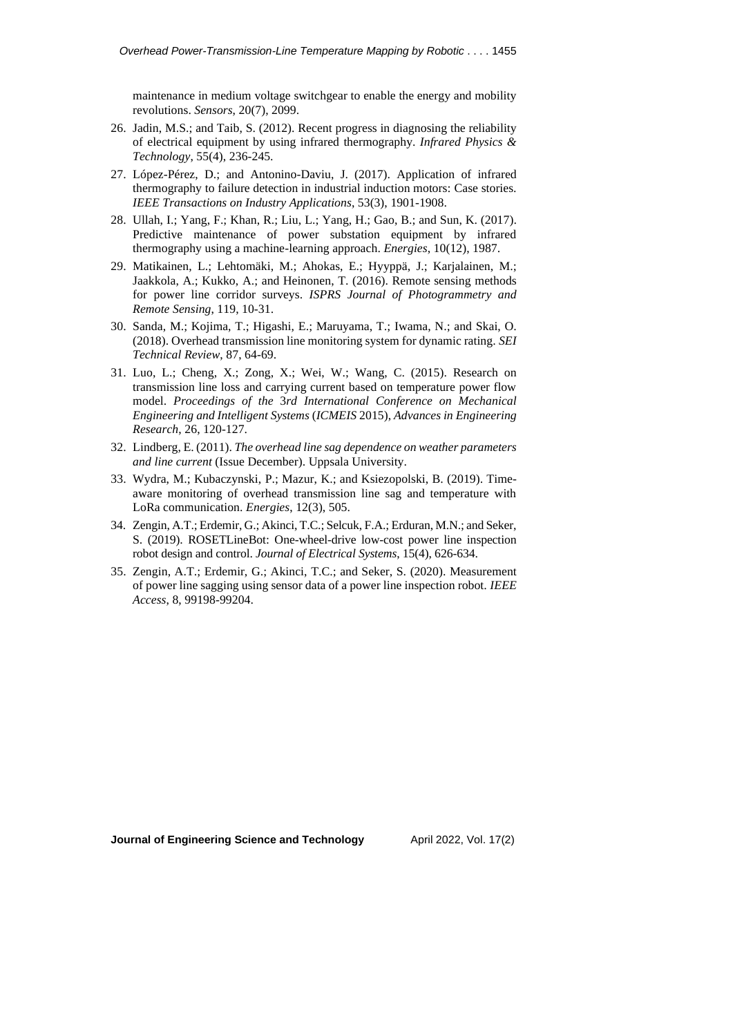maintenance in medium voltage switchgear to enable the energy and mobility revolutions. *Sensors*, 20(7), 2099.

26. Jadin, M.S.; and Taib, S. (2012). Recent progress in diagnosing the reliability of electrical equipment by using infrared thermography. *Infrared Physics & Technology*, 55(4), 236-245.
27. López-Pérez, D.; and Antonino-Daviu, J. (2017). Application of infrared thermography to failure detection in industrial induction motors: Case stories. *IEEE Transactions on Industry Applications*, 53(3), 1901-1908.
28. Ullah, I.; Yang, F.; Khan, R.; Liu, L.; Yang, H.; Gao, B.; and Sun, K. (2017). Predictive maintenance of power substation equipment by infrared thermography using a machine-learning approach. *Energies*, 10(12), 1987.
29. Matikainen, L.; Lehtomäki, M.; Ahokas, E.; Hyyppä, J.; Karjalainen, M.; Jaakkola, A.; Kukko, A.; and Heinonen, T. (2016). Remote sensing methods for power line corridor surveys. *ISPRS Journal of Photogrammetry and Remote Sensing*, 119, 10-31.
30. Sanda, M.; Kojima, T.; Higashi, E.; Maruyama, T.; Iwama, N.; and Skai, O. (2018). Overhead transmission line monitoring system for dynamic rating. *SEI Technical Review*, 87, 64-69.
31. Luo, L.; Cheng, X.; Zong, X.; Wei, W.; Wang, C. (2015). Research on transmission line loss and carrying current based on temperature power flow model. *Proceedings of the* 3*rd International Conference on Mechanical Engineering and Intelligent Systems* (*ICMEIS* 2015), *Advances in Engineering Research*, 26, 120-127.
32. Lindberg, E. (2011). *The overhead line sag dependence on weather parameters and line current* (Issue December). Uppsala University.
33. Wydra, M.; Kubaczynski, P.; Mazur, K.; and Ksiezopolski, B. (2019). Time-aware monitoring of overhead transmission line sag and temperature with LoRa communication. *Energies*, 12(3), 505.
34. Zengin, A.T.; Erdemir, G.; Akinci, T.C.; Selcuk, F.A.; Erduran, M.N.; and Seker, S. (2019). ROSETLineBot: One-wheel-drive low-cost power line inspection robot design and control. *Journal of Electrical Systems*, 15(4), 626-634.
35. Zengin, A.T.; Erdemir, G.; Akinci, T.C.; and Seker, S. (2020). Measurement of power line sagging using sensor data of a power line inspection robot. *IEEE Access*, 8, 99198-99204.